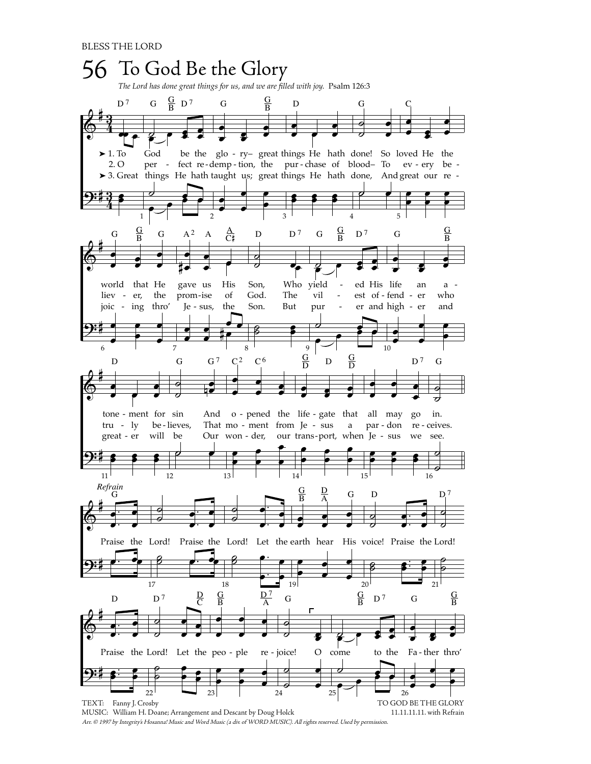BLESS THE LORD

# 56 To God Be the Glory

*The Lord has done great things for us, and we are filled with joy.* Psalm 126:3

1. To God be the glory– great things He hath done! So loved He the world that He gave us His Son, Who yield - ed His life an a - tone - ment for sin And o - pened the life - gate that all may go in.

2. O per - fect re - demp - tion, the pur - chase of blood– To ev - ery be - liev - er, the prom - ise of God. The vil - est of - fend - er who tru - ly be - lieves, That mo - ment from Je - sus a par - don re - ceives.

3. Great things He hath taught us; great things He hath done, And great our re - joic - ing thro' Je - sus, the Son. But pur - er and high - er and great - er will be Our won - der, our trans - port, when Je - sus we see.

*Refrain*

Praise the Lord! Praise the Lord! Let the earth hear His voice! Praise the Lord! Praise the Lord! Let the peo - ple re - joice! O come to the Fa - ther thro'

TEXT: Fanny J. Crosby
MUSIC: William H. Doane; Arrangement and Descant by Doug Holck

TO GOD BE THE GLORY
11.11.11.11. with Refrain

*Arr. © 1997 by Integrity's Hosanna! Music and Word Music (a div. of WORD MUSIC). All rights reserved. Used by permission.*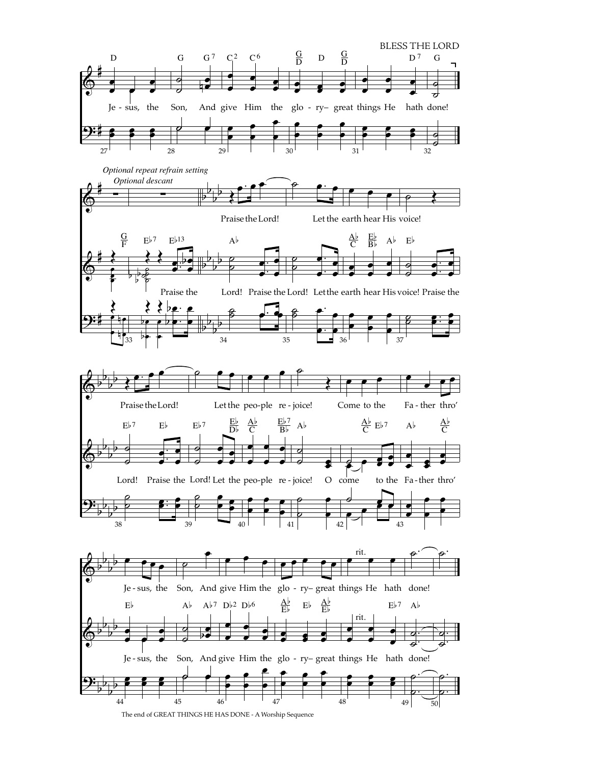BLESS THE LORD

Je - sus, the Son, And give Him the glo - ry– great things He hath done!

*Optional repeat refrain setting*

*Optional descant*

Praise the Lord! Let the earth hear His voice!

Praise the Lord! Praise the Lord! Let the earth hear His voice! Praise the

Praise the Lord! Let the peo-ple re - joice! Come to the Fa - ther thro'

Lord! Praise the Lord! Let the peo-ple re - joice! O come to the Fa - ther thro'

Je - sus, the Son, And give Him the glo - ry– great things He hath done!

Je - sus, the Son, And give Him the glo - ry– great things He hath done!

The end of GREAT THINGS HE HAS DONE - A Worship Sequence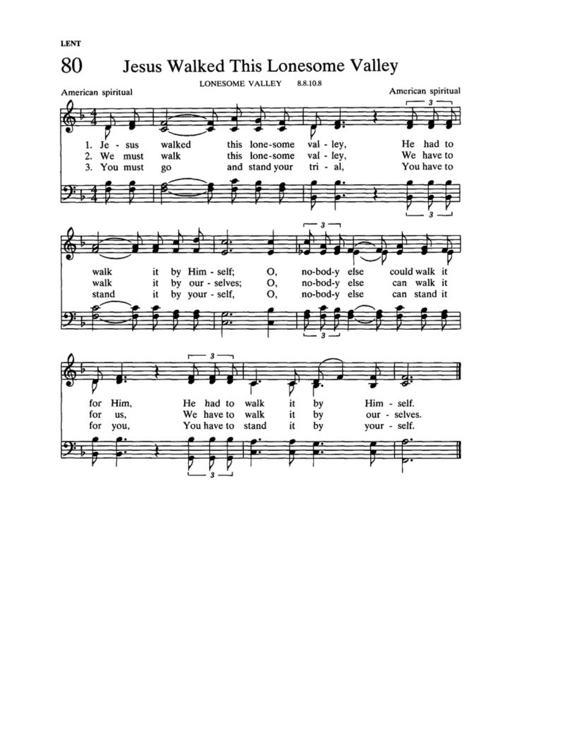LENT

# 80 Jesus Walked This Lonesome Valley

LONESOME VALLEY 8.8.10.8

American spiritual

American spiritual

1. Jesus walked this lonesome valley, He had to walk it by Himself; O, nobody else could walk it for Him, He had to walk it by Himself.

2. We must walk this lonesome valley, We have to walk it by ourselves; O, nobody else can walk it for us, We have to walk it by ourselves.

3. You must go and stand your trial, You have to stand it by yourself, O, nobody else can stand it for you, You have to stand it by yourself.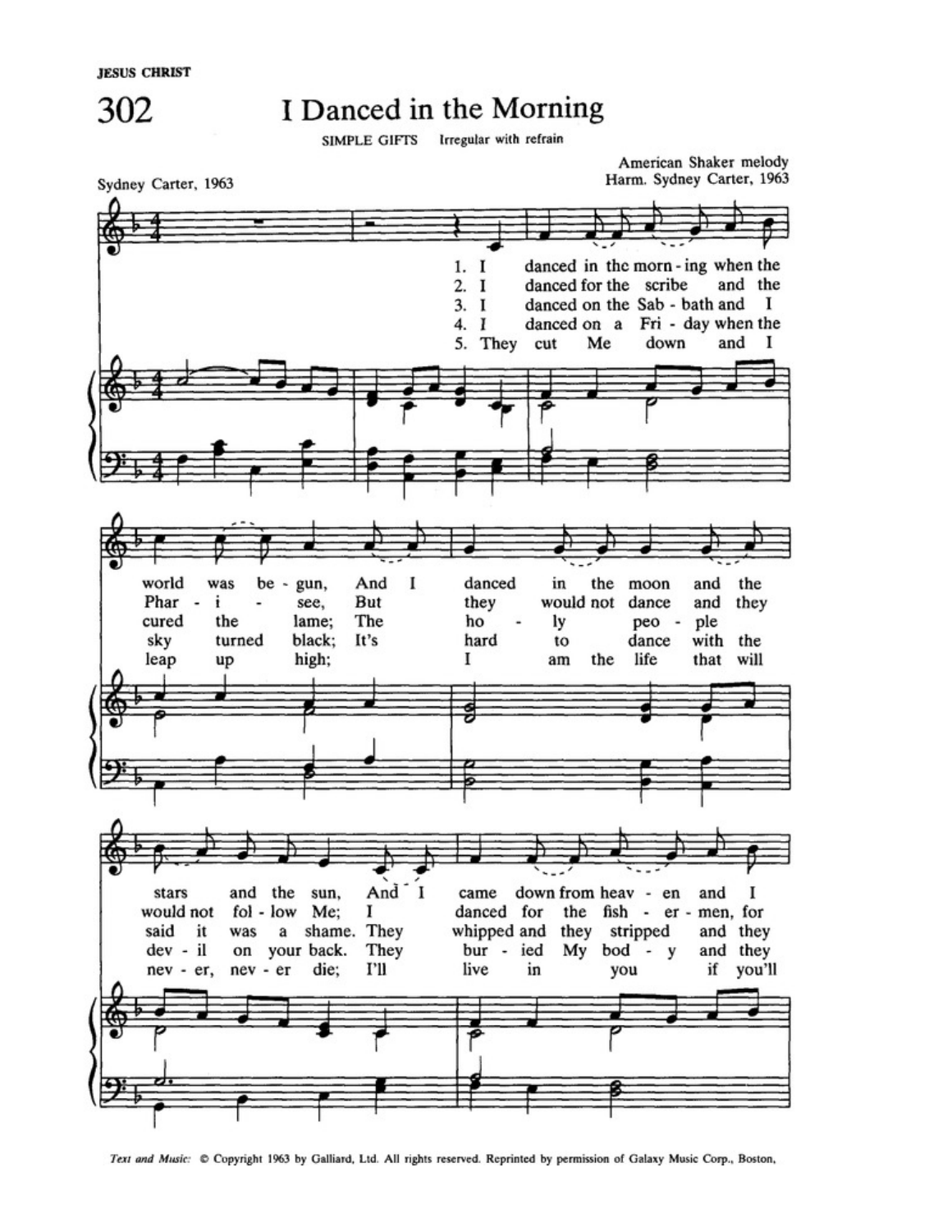JESUS CHRIST

# 302 I Danced in the Morning

SIMPLE GIFTS Irregular with refrain

Sydney Carter, 1963

American Shaker melody
Harm. Sydney Carter, 1963

1. I danced in the morn - ing when the world was be - gun, And I danced in the moon and the stars and the sun, And I came down from heav - en and I
2. I danced for the scribe and the Phar - i - see, But they would not dance and they would not fol - low Me; I danced for the fish - er - men, for
3. I danced on the Sab - bath and I cured the lame; The ho - ly peo - ple said it was a shame. They whipped and they stripped and they
4. I danced on a Fri - day when the sky turned black; It's hard to dance with the dev - il on your back. They bur - ied My bod - y and they
5. They cut Me down and I leap up high; I am the life that will nev - er, nev - er die; I'll live in you if you'll

*Text and Music:* © Copyright 1963 by Galliard, Ltd. All rights reserved. Reprinted by permission of Galaxy Music Corp., Boston,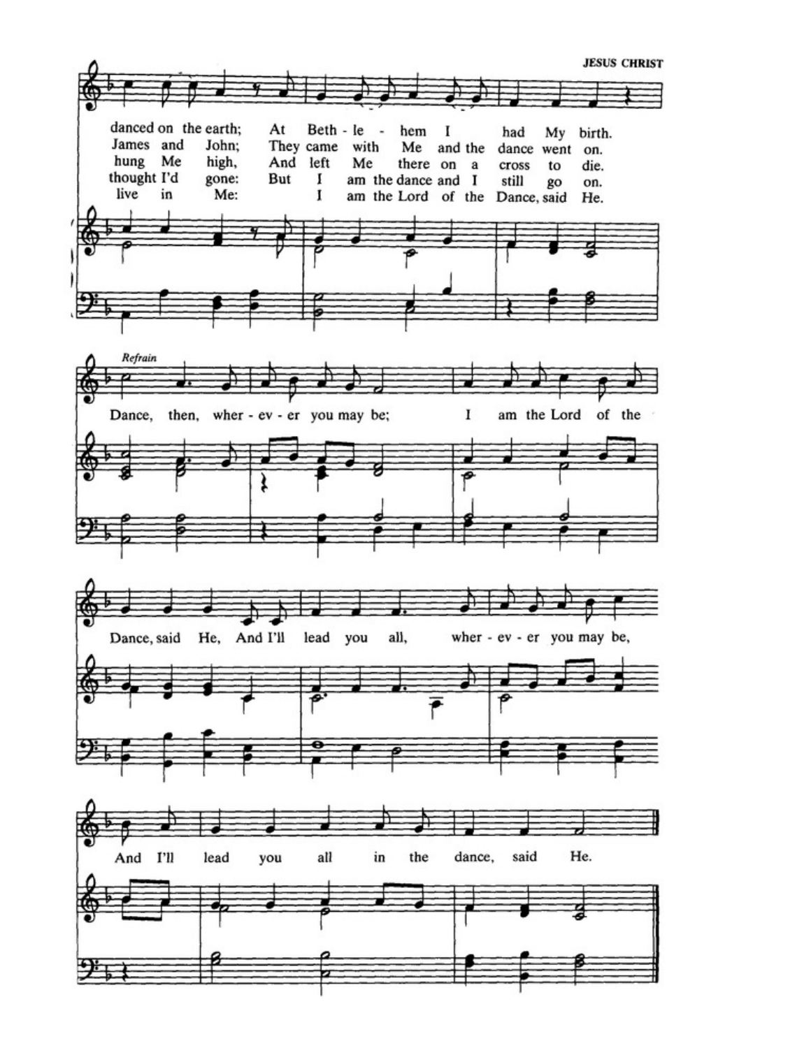danced on the earth; At Beth - le - hem I had My birth.
James and John; They came with Me and the dance went on.
hung Me high, And left Me there on a cross to die.
thought I'd gone: But I am the dance and I still go on.
live in Me: I am the Lord of the Dance, said He.

*Refrain*

Dance, then, wher - ev - er you may be; I am the Lord of the Dance, said He, And I'll lead you all, wher - ev - er you may be, And I'll lead you all in the dance, said He.